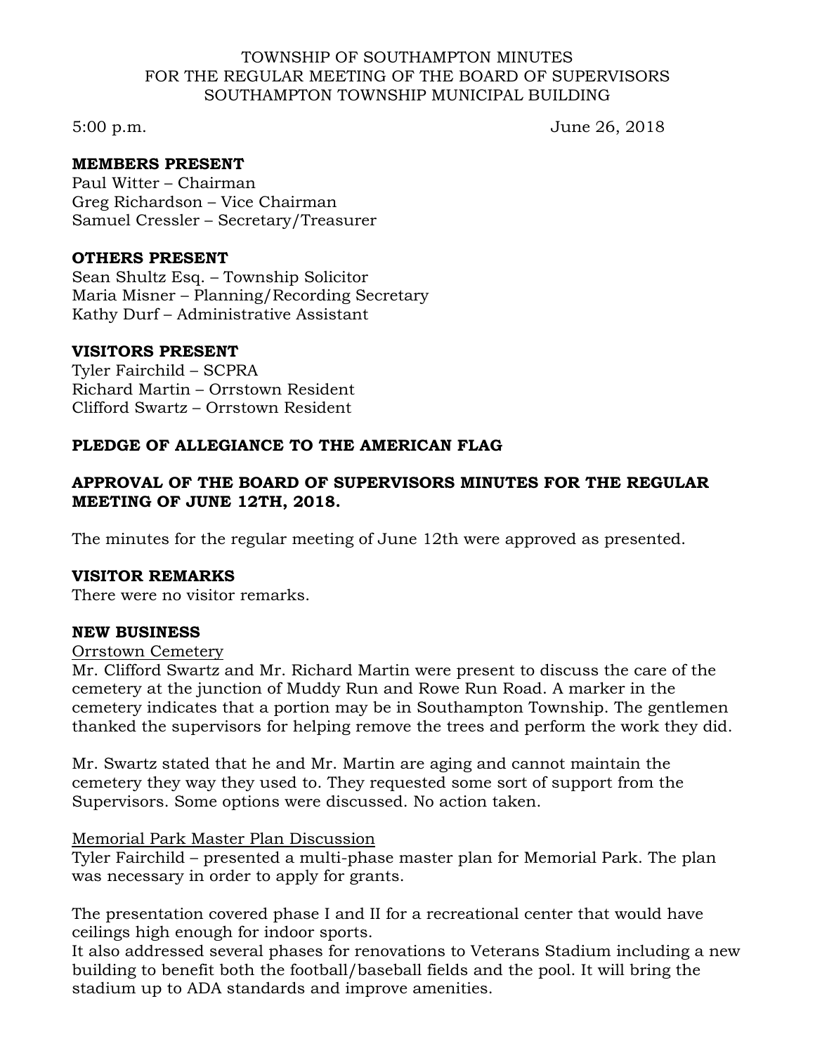TOWNSHIP OF SOUTHAMPTON MINUTES
FOR THE REGULAR MEETING OF THE BOARD OF SUPERVISORS
SOUTHAMPTON TOWNSHIP MUNICIPAL BUILDING

5:00 p.m. June 26, 2018

**MEMBERS PRESENT**
Paul Witter – Chairman
Greg Richardson – Vice Chairman
Samuel Cressler – Secretary/Treasurer

**OTHERS PRESENT**
Sean Shultz Esq. – Township Solicitor
Maria Misner – Planning/Recording Secretary
Kathy Durf – Administrative Assistant

**VISITORS PRESENT**
Tyler Fairchild – SCPRA
Richard Martin – Orrstown Resident
Clifford Swartz – Orrstown Resident

**PLEDGE OF ALLEGIANCE TO THE AMERICAN FLAG**

**APPROVAL OF THE BOARD OF SUPERVISORS MINUTES FOR THE REGULAR MEETING OF JUNE 12TH, 2018.**

The minutes for the regular meeting of June 12th were approved as presented.

**VISITOR REMARKS**
There were no visitor remarks.

**NEW BUSINESS**
Orrstown Cemetery
Mr. Clifford Swartz and Mr. Richard Martin were present to discuss the care of the cemetery at the junction of Muddy Run and Rowe Run Road. A marker in the cemetery indicates that a portion may be in Southampton Township. The gentlemen thanked the supervisors for helping remove the trees and perform the work they did.

Mr. Swartz stated that he and Mr. Martin are aging and cannot maintain the cemetery they way they used to. They requested some sort of support from the Supervisors. Some options were discussed. No action taken.

Memorial Park Master Plan Discussion
Tyler Fairchild – presented a multi-phase master plan for Memorial Park. The plan was necessary in order to apply for grants.

The presentation covered phase I and II for a recreational center that would have ceilings high enough for indoor sports.
It also addressed several phases for renovations to Veterans Stadium including a new building to benefit both the football/baseball fields and the pool. It will bring the stadium up to ADA standards and improve amenities.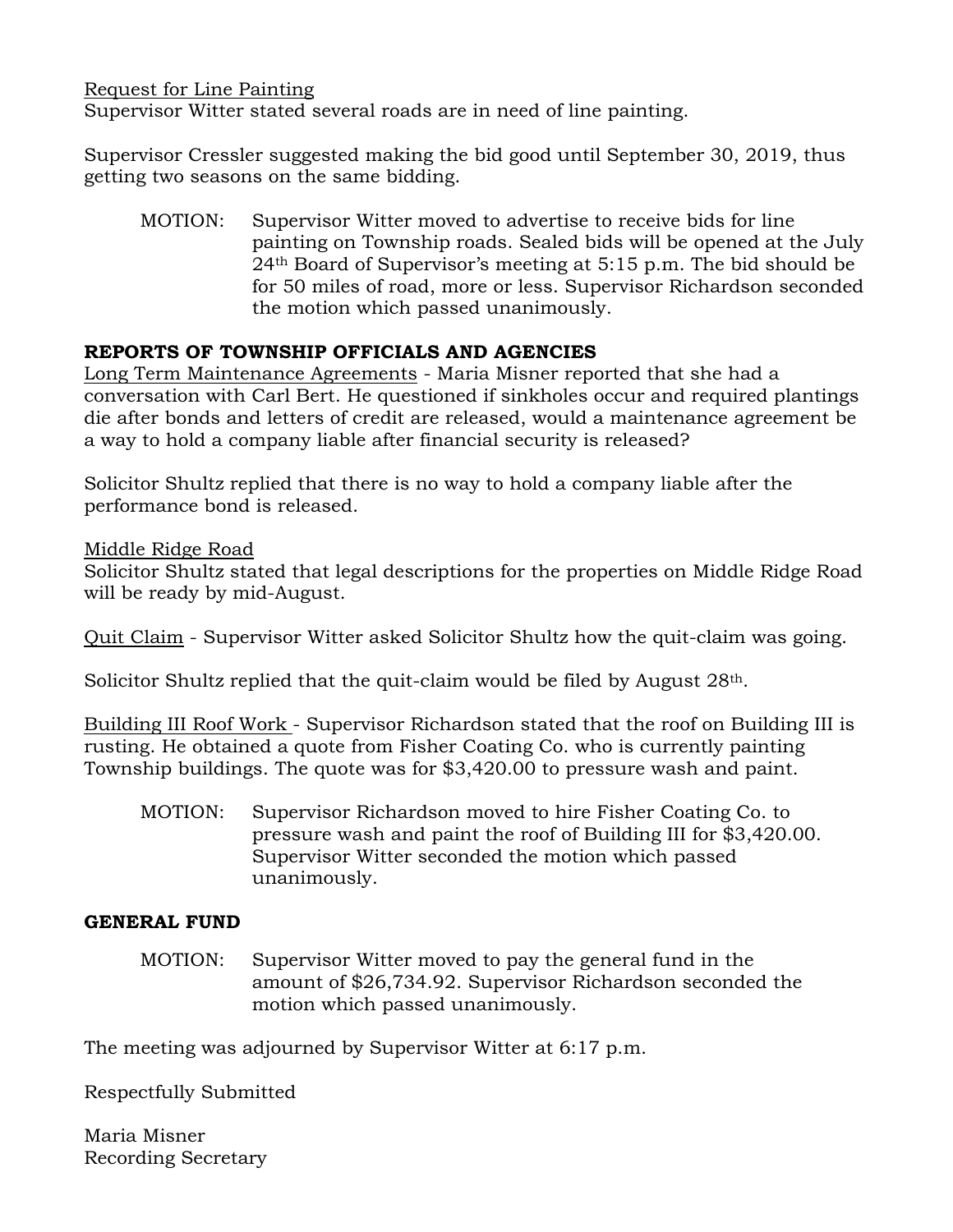Request for Line Painting
Supervisor Witter stated several roads are in need of line painting.

Supervisor Cressler suggested making the bid good until September 30, 2019, thus getting two seasons on the same bidding.

> MOTION: Supervisor Witter moved to advertise to receive bids for line painting on Township roads. Sealed bids will be opened at the July 24th Board of Supervisor's meeting at 5:15 p.m. The bid should be for 50 miles of road, more or less. Supervisor Richardson seconded the motion which passed unanimously.

**REPORTS OF TOWNSHIP OFFICIALS AND AGENCIES**

Long Term Maintenance Agreements - Maria Misner reported that she had a conversation with Carl Bert. He questioned if sinkholes occur and required plantings die after bonds and letters of credit are released, would a maintenance agreement be a way to hold a company liable after financial security is released?

Solicitor Shultz replied that there is no way to hold a company liable after the performance bond is released.

Middle Ridge Road
Solicitor Shultz stated that legal descriptions for the properties on Middle Ridge Road will be ready by mid-August.

Quit Claim - Supervisor Witter asked Solicitor Shultz how the quit-claim was going.

Solicitor Shultz replied that the quit-claim would be filed by August 28th.

Building III Roof Work - Supervisor Richardson stated that the roof on Building III is rusting. He obtained a quote from Fisher Coating Co. who is currently painting Township buildings. The quote was for $3,420.00 to pressure wash and paint.

> MOTION: Supervisor Richardson moved to hire Fisher Coating Co. to pressure wash and paint the roof of Building III for $3,420.00. Supervisor Witter seconded the motion which passed unanimously.

**GENERAL FUND**

> MOTION: Supervisor Witter moved to pay the general fund in the amount of $26,734.92. Supervisor Richardson seconded the motion which passed unanimously.

The meeting was adjourned by Supervisor Witter at 6:17 p.m.

Respectfully Submitted

Maria Misner
Recording Secretary